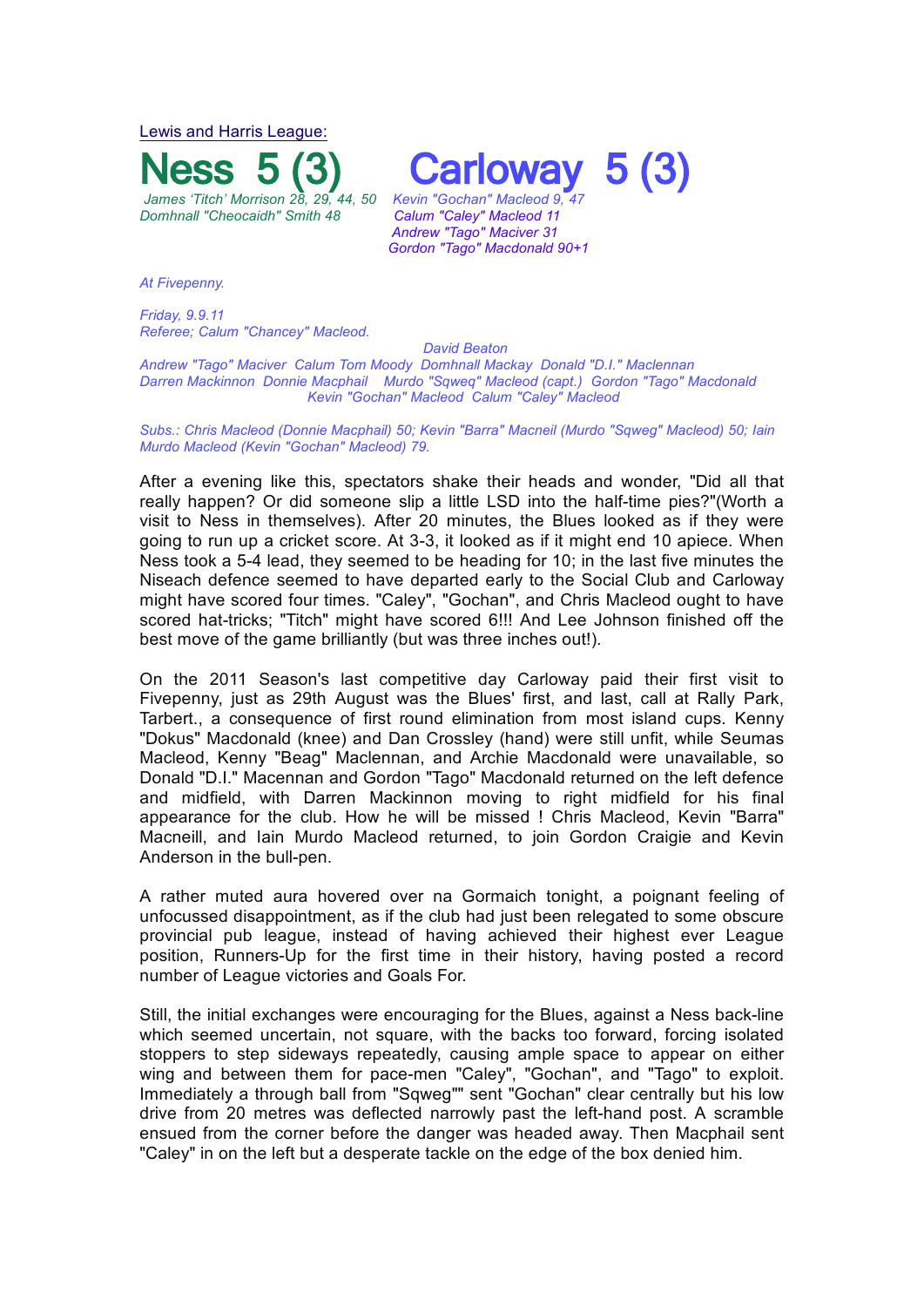Lewis and Harris League:

# Ness 5 (3) Carloway 5 (3)

*James 'Titch' Morrison 28, 29, 44, 50*
*Domhnall "Cheocaidh" Smith 48*

*Kevin "Gochan" Macleod 9, 47*
*Calum "Caley" Macleod 11*
*Andrew "Tago" Maciver 31*
*Gordon "Tago" Macdonald 90+1*

*At Fivepenny.*

*Friday, 9.9.11*
*Referee; Calum "Chancey" Macleod.*

*David Beaton*
*Andrew "Tago" Maciver Calum Tom Moody Domhnall Mackay Donald "D.I." Maclennan*
*Darren Mackinnon Donnie Macphail Murdo "Sqweq" Macleod (capt.) Gordon "Tago" Macdonald*
*Kevin "Gochan" Macleod Calum "Caley" Macleod*

*Subs.: Chris Macleod (Donnie Macphail) 50; Kevin "Barra" Macneil (Murdo "Sqweg" Macleod) 50; Iain Murdo Macleod (Kevin "Gochan" Macleod) 79.*

After a evening like this, spectators shake their heads and wonder, "Did all that really happen? Or did someone slip a little LSD into the half-time pies?"(Worth a visit to Ness in themselves). After 20 minutes, the Blues looked as if they were going to run up a cricket score. At 3-3, it looked as if it might end 10 apiece. When Ness took a 5-4 lead, they seemed to be heading for 10; in the last five minutes the Niseach defence seemed to have departed early to the Social Club and Carloway might have scored four times. "Caley", "Gochan", and Chris Macleod ought to have scored hat-tricks; "Titch" might have scored 6!!! And Lee Johnson finished off the best move of the game brilliantly (but was three inches out!).

On the 2011 Season's last competitive day Carloway paid their first visit to Fivepenny, just as 29th August was the Blues' first, and last, call at Rally Park, Tarbert., a consequence of first round elimination from most island cups. Kenny "Dokus" Macdonald (knee) and Dan Crossley (hand) were still unfit, while Seumas Macleod, Kenny "Beag" Maclennan, and Archie Macdonald were unavailable, so Donald "D.I." Macennan and Gordon "Tago" Macdonald returned on the left defence and midfield, with Darren Mackinnon moving to right midfield for his final appearance for the club. How he will be missed ! Chris Macleod, Kevin "Barra" Macneill, and Iain Murdo Macleod returned, to join Gordon Craigie and Kevin Anderson in the bull-pen.

A rather muted aura hovered over na Gormaich tonight, a poignant feeling of unfocussed disappointment, as if the club had just been relegated to some obscure provincial pub league, instead of having achieved their highest ever League position, Runners-Up for the first time in their history, having posted a record number of League victories and Goals For.

Still, the initial exchanges were encouraging for the Blues, against a Ness back-line which seemed uncertain, not square, with the backs too forward, forcing isolated stoppers to step sideways repeatedly, causing ample space to appear on either wing and between them for pace-men "Caley", "Gochan", and "Tago" to exploit. Immediately a through ball from "Sqweg"" sent "Gochan" clear centrally but his low drive from 20 metres was deflected narrowly past the left-hand post. A scramble ensued from the corner before the danger was headed away. Then Macphail sent "Caley" in on the left but a desperate tackle on the edge of the box denied him.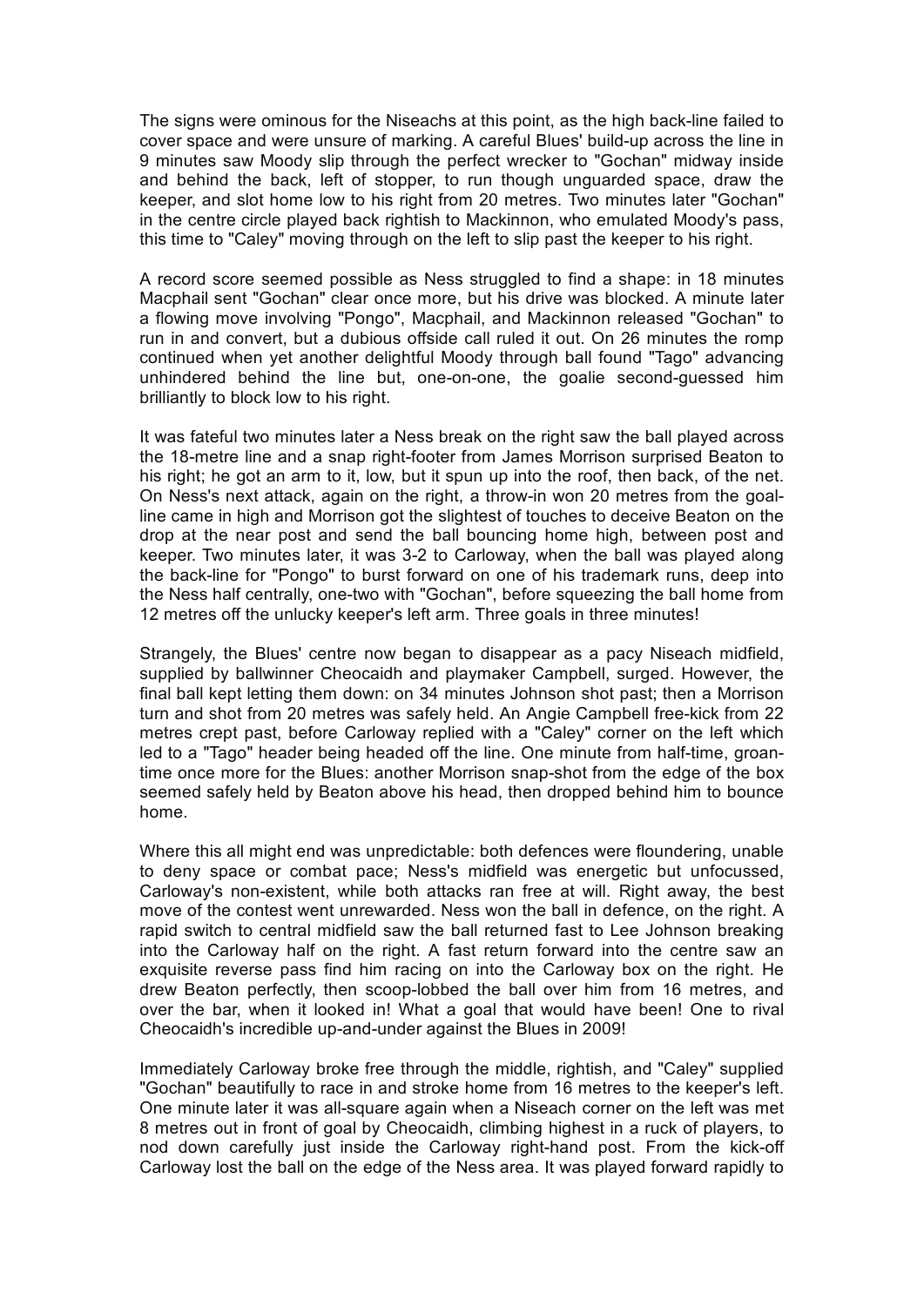The signs were ominous for the Niseachs at this point, as the high back-line failed to cover space and were unsure of marking. A careful Blues' build-up across the line in 9 minutes saw Moody slip through the perfect wrecker to "Gochan" midway inside and behind the back, left of stopper, to run though unguarded space, draw the keeper, and slot home low to his right from 20 metres. Two minutes later "Gochan" in the centre circle played back rightish to Mackinnon, who emulated Moody's pass, this time to "Caley" moving through on the left to slip past the keeper to his right.

A record score seemed possible as Ness struggled to find a shape: in 18 minutes Macphail sent "Gochan" clear once more, but his drive was blocked. A minute later a flowing move involving "Pongo", Macphail, and Mackinnon released "Gochan" to run in and convert, but a dubious offside call ruled it out. On 26 minutes the romp continued when yet another delightful Moody through ball found "Tago" advancing unhindered behind the line but, one-on-one, the goalie second-guessed him brilliantly to block low to his right.

It was fateful two minutes later a Ness break on the right saw the ball played across the 18-metre line and a snap right-footer from James Morrison surprised Beaton to his right; he got an arm to it, low, but it spun up into the roof, then back, of the net. On Ness's next attack, again on the right, a throw-in won 20 metres from the goal-line came in high and Morrison got the slightest of touches to deceive Beaton on the drop at the near post and send the ball bouncing home high, between post and keeper. Two minutes later, it was 3-2 to Carloway, when the ball was played along the back-line for "Pongo" to burst forward on one of his trademark runs, deep into the Ness half centrally, one-two with "Gochan", before squeezing the ball home from 12 metres off the unlucky keeper's left arm. Three goals in three minutes!

Strangely, the Blues' centre now began to disappear as a pacy Niseach midfield, supplied by ballwinner Cheocaidh and playmaker Campbell, surged. However, the final ball kept letting them down: on 34 minutes Johnson shot past; then a Morrison turn and shot from 20 metres was safely held. An Angie Campbell free-kick from 22 metres crept past, before Carloway replied with a "Caley" corner on the left which led to a "Tago" header being headed off the line. One minute from half-time, groan-time once more for the Blues: another Morrison snap-shot from the edge of the box seemed safely held by Beaton above his head, then dropped behind him to bounce home.

Where this all might end was unpredictable: both defences were floundering, unable to deny space or combat pace; Ness's midfield was energetic but unfocussed, Carloway's non-existent, while both attacks ran free at will. Right away, the best move of the contest went unrewarded. Ness won the ball in defence, on the right. A rapid switch to central midfield saw the ball returned fast to Lee Johnson breaking into the Carloway half on the right. A fast return forward into the centre saw an exquisite reverse pass find him racing on into the Carloway box on the right. He drew Beaton perfectly, then scoop-lobbed the ball over him from 16 metres, and over the bar, when it looked in! What a goal that would have been! One to rival Cheocaidh's incredible up-and-under against the Blues in 2009!

Immediately Carloway broke free through the middle, rightish, and "Caley" supplied "Gochan" beautifully to race in and stroke home from 16 metres to the keeper's left. One minute later it was all-square again when a Niseach corner on the left was met 8 metres out in front of goal by Cheocaidh, climbing highest in a ruck of players, to nod down carefully just inside the Carloway right-hand post. From the kick-off Carloway lost the ball on the edge of the Ness area. It was played forward rapidly to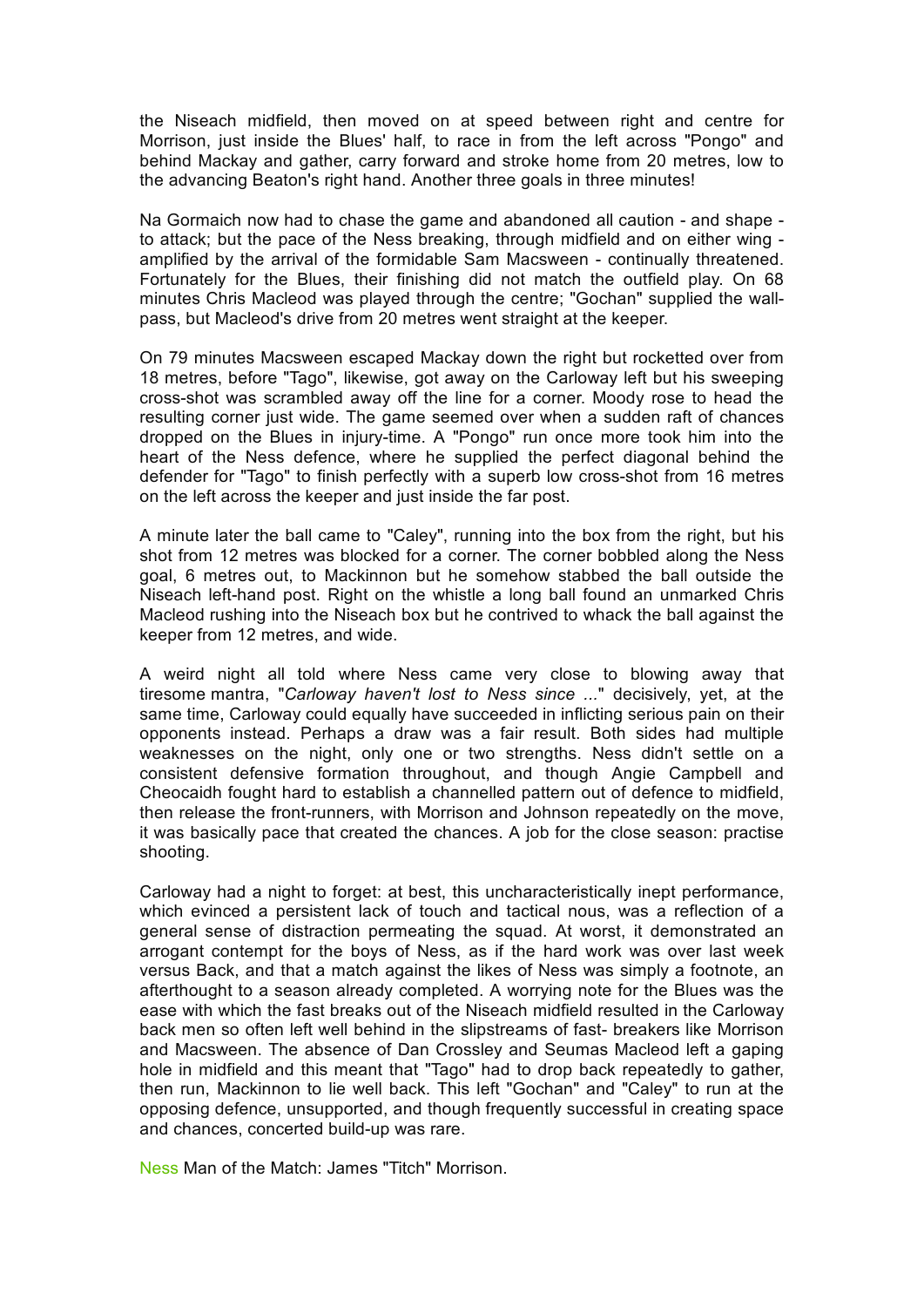the Niseach midfield, then moved on at speed between right and centre for Morrison, just inside the Blues' half, to race in from the left across "Pongo" and behind Mackay and gather, carry forward and stroke home from 20 metres, low to the advancing Beaton's right hand. Another three goals in three minutes!

Na Gormaich now had to chase the game and abandoned all caution - and shape - to attack; but the pace of the Ness breaking, through midfield and on either wing - amplified by the arrival of the formidable Sam Macsween - continually threatened. Fortunately for the Blues, their finishing did not match the outfield play. On 68 minutes Chris Macleod was played through the centre; "Gochan" supplied the wall-pass, but Macleod's drive from 20 metres went straight at the keeper.

On 79 minutes Macsween escaped Mackay down the right but rocketted over from 18 metres, before "Tago", likewise, got away on the Carloway left but his sweeping cross-shot was scrambled away off the line for a corner. Moody rose to head the resulting corner just wide. The game seemed over when a sudden raft of chances dropped on the Blues in injury-time. A "Pongo" run once more took him into the heart of the Ness defence, where he supplied the perfect diagonal behind the defender for "Tago" to finish perfectly with a superb low cross-shot from 16 metres on the left across the keeper and just inside the far post.

A minute later the ball came to "Caley", running into the box from the right, but his shot from 12 metres was blocked for a corner. The corner bobbled along the Ness goal, 6 metres out, to Mackinnon but he somehow stabbed the ball outside the Niseach left-hand post. Right on the whistle a long ball found an unmarked Chris Macleod rushing into the Niseach box but he contrived to whack the ball against the keeper from 12 metres, and wide.

A weird night all told where Ness came very close to blowing away that tiresome mantra, "*Carloway haven't lost to Ness since ...*" decisively, yet, at the same time, Carloway could equally have succeeded in inflicting serious pain on their opponents instead. Perhaps a draw was a fair result. Both sides had multiple weaknesses on the night, only one or two strengths. Ness didn't settle on a consistent defensive formation throughout, and though Angie Campbell and Cheocaidh fought hard to establish a channelled pattern out of defence to midfield, then release the front-runners, with Morrison and Johnson repeatedly on the move, it was basically pace that created the chances. A job for the close season: practise shooting.

Carloway had a night to forget: at best, this uncharacteristically inept performance, which evinced a persistent lack of touch and tactical nous, was a reflection of a general sense of distraction permeating the squad. At worst, it demonstrated an arrogant contempt for the boys of Ness, as if the hard work was over last week versus Back, and that a match against the likes of Ness was simply a footnote, an afterthought to a season already completed. A worrying note for the Blues was the ease with which the fast breaks out of the Niseach midfield resulted in the Carloway back men so often left well behind in the slipstreams of fast- breakers like Morrison and Macsween. The absence of Dan Crossley and Seumas Macleod left a gaping hole in midfield and this meant that "Tago" had to drop back repeatedly to gather, then run, Mackinnon to lie well back. This left "Gochan" and "Caley" to run at the opposing defence, unsupported, and though frequently successful in creating space and chances, concerted build-up was rare.

Ness Man of the Match: James "Titch" Morrison.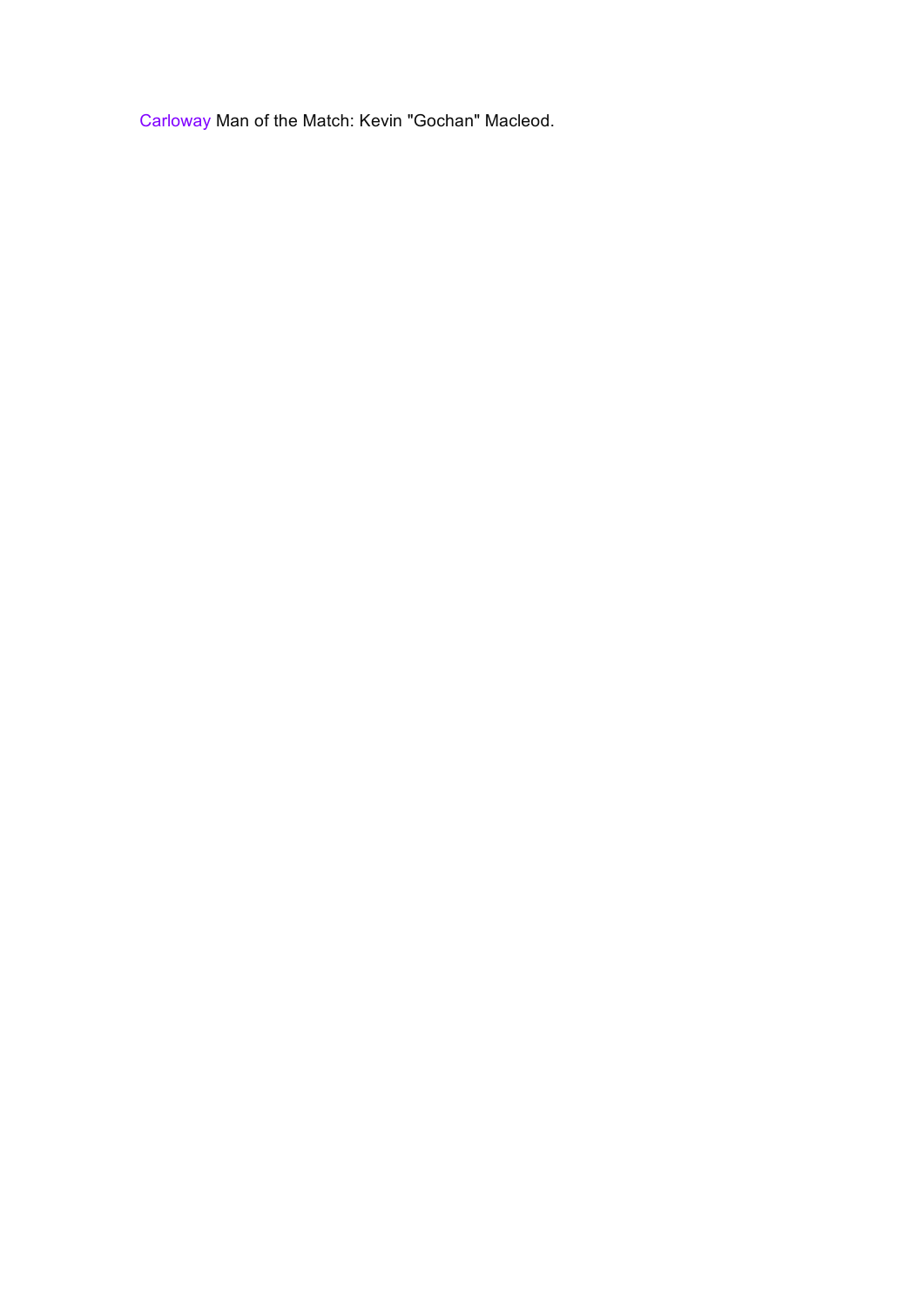Carloway Man of the Match: Kevin "Gochan" Macleod.